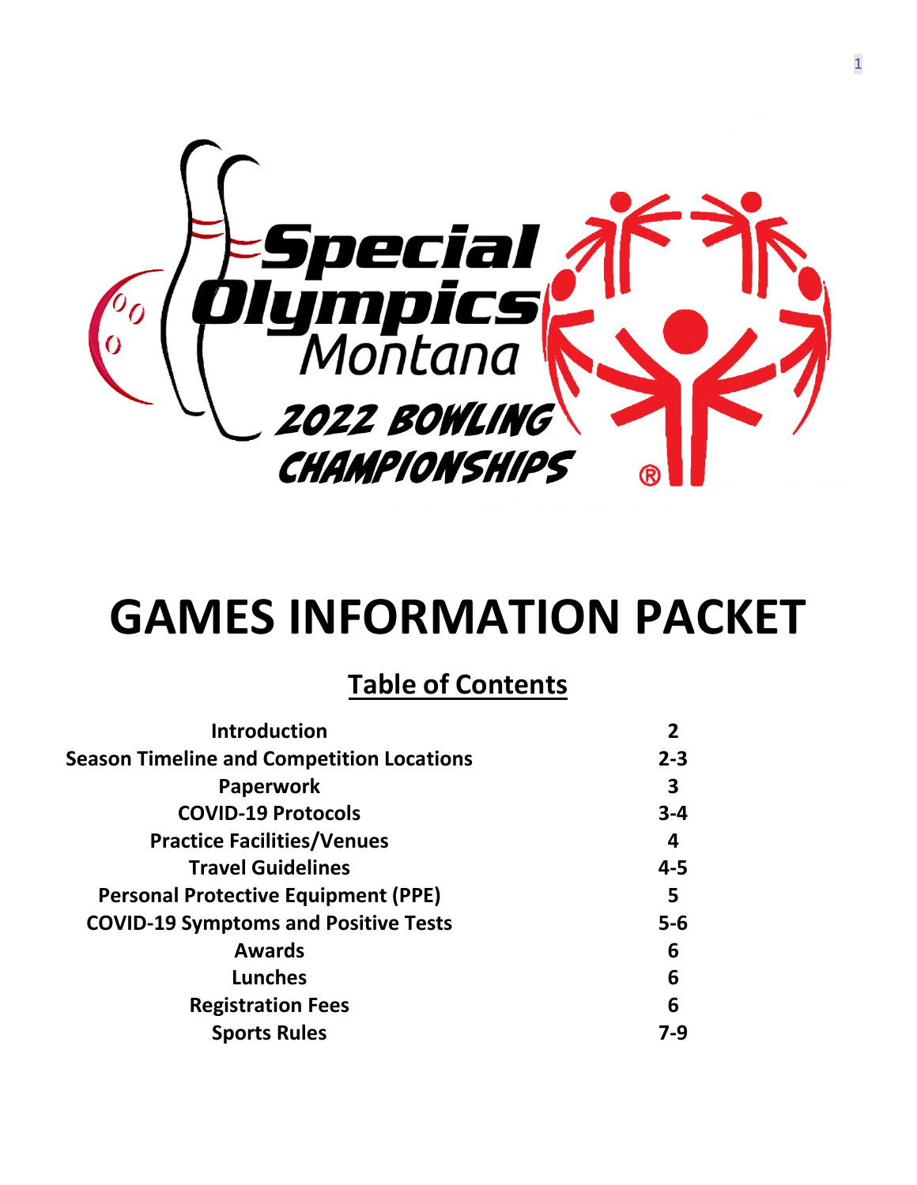Special Olympics Montana

2022 BOWLING CHAMPIONSHIPS

# GAMES INFORMATION PACKET

## Table of Contents

| | |
|---|---|
| Introduction | 2 |
| Season Timeline and Competition Locations | 2-3 |
| Paperwork | 3 |
| COVID-19 Protocols | 3-4 |
| Practice Facilities/Venues | 4 |
| Travel Guidelines | 4-5 |
| Personal Protective Equipment (PPE) | 5 |
| COVID-19 Symptoms and Positive Tests | 5-6 |
| Awards | 6 |
| Lunches | 6 |
| Registration Fees | 6 |
| Sports Rules | 7-9 |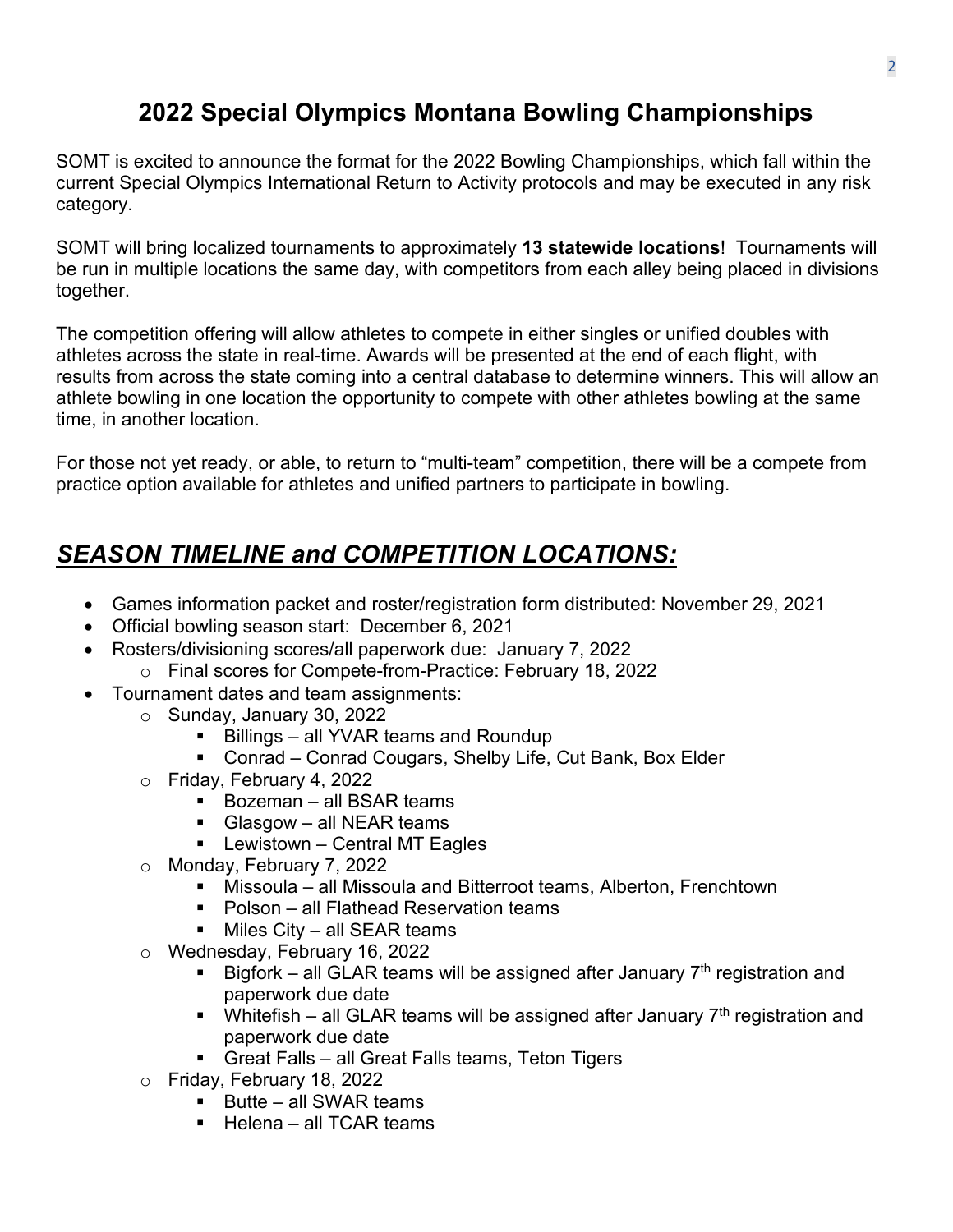# 2022 Special Olympics Montana Bowling Championships

SOMT is excited to announce the format for the 2022 Bowling Championships, which fall within the current Special Olympics International Return to Activity protocols and may be executed in any risk category.

SOMT will bring localized tournaments to approximately **13 statewide locations**! Tournaments will be run in multiple locations the same day, with competitors from each alley being placed in divisions together.

The competition offering will allow athletes to compete in either singles or unified doubles with athletes across the state in real-time. Awards will be presented at the end of each flight, with results from across the state coming into a central database to determine winners. This will allow an athlete bowling in one location the opportunity to compete with other athletes bowling at the same time, in another location.

For those not yet ready, or able, to return to "multi-team" competition, there will be a compete from practice option available for athletes and unified partners to participate in bowling.

## ***SEASON TIMELINE and COMPETITION LOCATIONS:***

- Games information packet and roster/registration form distributed: November 29, 2021
- Official bowling season start: December 6, 2021
- Rosters/divisioning scores/all paperwork due: January 7, 2022
  - Final scores for Compete-from-Practice: February 18, 2022
- Tournament dates and team assignments:
  - Sunday, January 30, 2022
    - Billings – all YVAR teams and Roundup
    - Conrad – Conrad Cougars, Shelby Life, Cut Bank, Box Elder
  - Friday, February 4, 2022
    - Bozeman – all BSAR teams
    - Glasgow – all NEAR teams
    - Lewistown – Central MT Eagles
  - Monday, February 7, 2022
    - Missoula – all Missoula and Bitterroot teams, Alberton, Frenchtown
    - Polson – all Flathead Reservation teams
    - Miles City – all SEAR teams
  - Wednesday, February 16, 2022
    - Bigfork – all GLAR teams will be assigned after January 7th registration and paperwork due date
    - Whitefish – all GLAR teams will be assigned after January 7th registration and paperwork due date
    - Great Falls – all Great Falls teams, Teton Tigers
  - Friday, February 18, 2022
    - Butte – all SWAR teams
    - Helena – all TCAR teams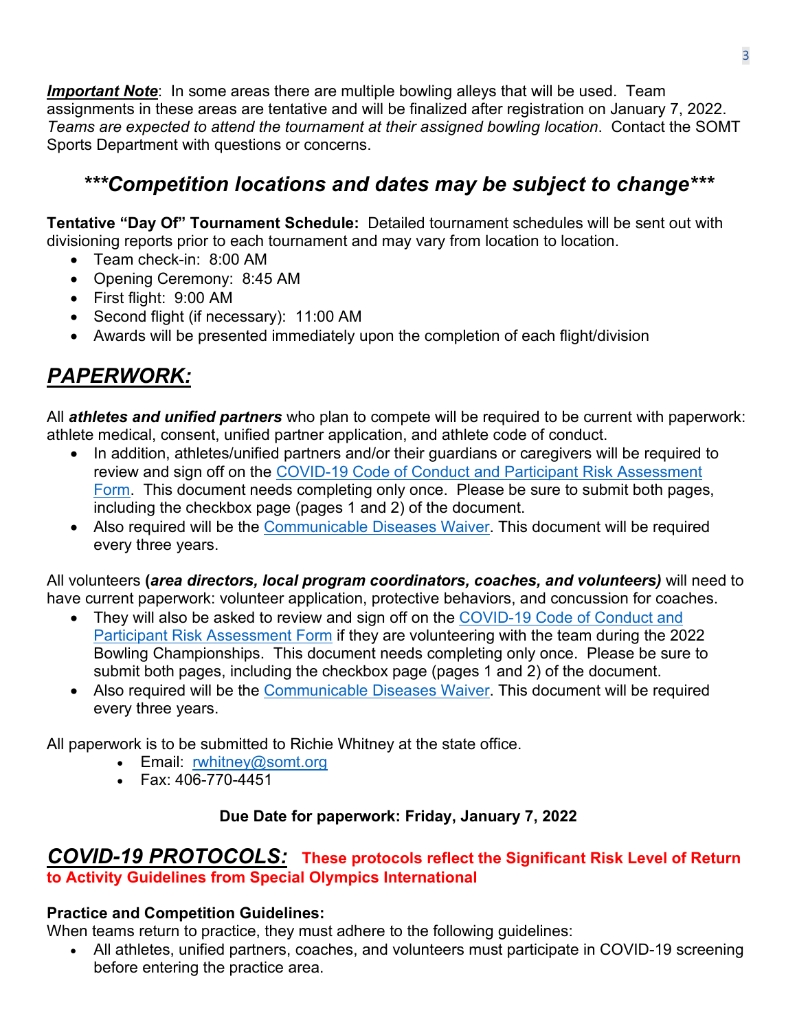***Important Note***: In some areas there are multiple bowling alleys that will be used. Team assignments in these areas are tentative and will be finalized after registration on January 7, 2022. *Teams are expected to attend the tournament at their assigned bowling location*. Contact the SOMT Sports Department with questions or concerns.

### ****Competition locations and dates may be subject to change****

**Tentative "Day Of" Tournament Schedule:** Detailed tournament schedules will be sent out with divisioning reports prior to each tournament and may vary from location to location.

- Team check-in: 8:00 AM
- Opening Ceremony: 8:45 AM
- First flight: 9:00 AM
- Second flight (if necessary): 11:00 AM
- Awards will be presented immediately upon the completion of each flight/division

## *PAPERWORK:*

All ***athletes and unified partners*** who plan to compete will be required to be current with paperwork: athlete medical, consent, unified partner application, and athlete code of conduct.

- In addition, athletes/unified partners and/or their guardians or caregivers will be required to review and sign off on the COVID-19 Code of Conduct and Participant Risk Assessment Form. This document needs completing only once. Please be sure to submit both pages, including the checkbox page (pages 1 and 2) of the document.
- Also required will be the Communicable Diseases Waiver. This document will be required every three years.

All volunteers **(*area directors, local program coordinators, coaches, and volunteers*)** will need to have current paperwork: volunteer application, protective behaviors, and concussion for coaches.

- They will also be asked to review and sign off on the COVID-19 Code of Conduct and Participant Risk Assessment Form if they are volunteering with the team during the 2022 Bowling Championships. This document needs completing only once. Please be sure to submit both pages, including the checkbox page (pages 1 and 2) of the document.
- Also required will be the Communicable Diseases Waiver. This document will be required every three years.

All paperwork is to be submitted to Richie Whitney at the state office.

- Email: rwhitney@somt.org
- Fax: 406-770-4451

**Due Date for paperwork: Friday, January 7, 2022**

## *COVID-19 PROTOCOLS:* **These protocols reflect the Significant Risk Level of Return to Activity Guidelines from Special Olympics International**

**Practice and Competition Guidelines:**
When teams return to practice, they must adhere to the following guidelines:

- All athletes, unified partners, coaches, and volunteers must participate in COVID-19 screening before entering the practice area.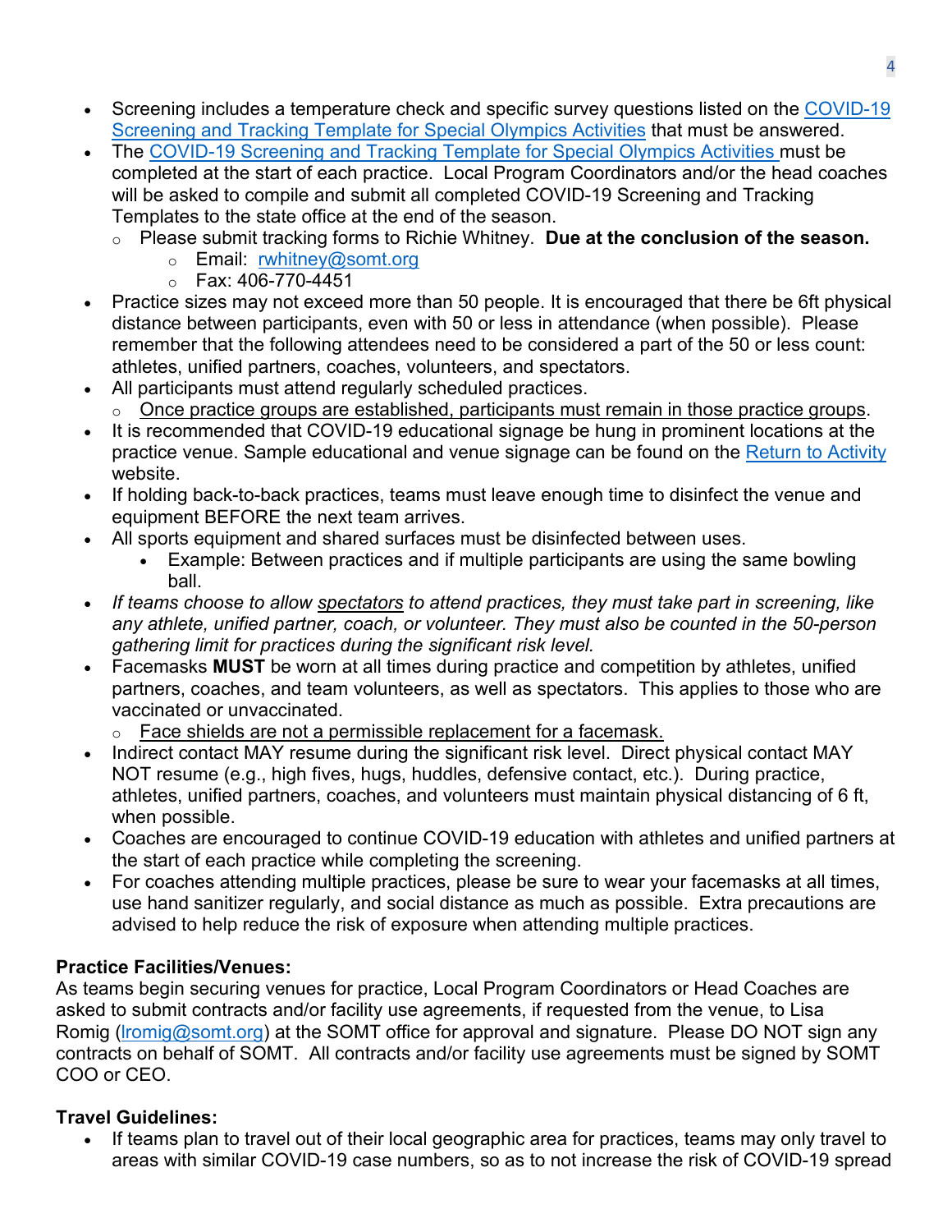- Screening includes a temperature check and specific survey questions listed on the [COVID-19 Screening and Tracking Template for Special Olympics Activities]() that must be answered.
- The [COVID-19 Screening and Tracking Template for Special Olympics Activities]() must be completed at the start of each practice. Local Program Coordinators and/or the head coaches will be asked to compile and submit all completed COVID-19 Screening and Tracking Templates to the state office at the end of the season.
  - Please submit tracking forms to Richie Whitney. **Due at the conclusion of the season.**
    - Email: [rwhitney@somt.org](mailto:rwhitney@somt.org)
    - Fax: 406-770-4451
- Practice sizes may not exceed more than 50 people. It is encouraged that there be 6ft physical distance between participants, even with 50 or less in attendance (when possible). Please remember that the following attendees need to be considered a part of the 50 or less count: athletes, unified partners, coaches, volunteers, and spectators.
- All participants must attend regularly scheduled practices.
  - <u>Once practice groups are established, participants must remain in those practice groups</u>.
- It is recommended that COVID-19 educational signage be hung in prominent locations at the practice venue. Sample educational and venue signage can be found on the [Return to Activity]() website.
- If holding back-to-back practices, teams must leave enough time to disinfect the venue and equipment BEFORE the next team arrives.
- All sports equipment and shared surfaces must be disinfected between uses.
  - Example: Between practices and if multiple participants are using the same bowling ball.
- *If teams choose to allow <u>spectators</u> to attend practices, they must take part in screening, like any athlete, unified partner, coach, or volunteer. They must also be counted in the 50-person gathering limit for practices during the significant risk level.*
- Facemasks **MUST** be worn at all times during practice and competition by athletes, unified partners, coaches, and team volunteers, as well as spectators. This applies to those who are vaccinated or unvaccinated.
  - <u>Face shields are not a permissible replacement for a facemask.</u>
- Indirect contact MAY resume during the significant risk level. Direct physical contact MAY NOT resume (e.g., high fives, hugs, huddles, defensive contact, etc.). During practice, athletes, unified partners, coaches, and volunteers must maintain physical distancing of 6 ft, when possible.
- Coaches are encouraged to continue COVID-19 education with athletes and unified partners at the start of each practice while completing the screening.
- For coaches attending multiple practices, please be sure to wear your facemasks at all times, use hand sanitizer regularly, and social distance as much as possible. Extra precautions are advised to help reduce the risk of exposure when attending multiple practices.

**Practice Facilities/Venues:**

As teams begin securing venues for practice, Local Program Coordinators or Head Coaches are asked to submit contracts and/or facility use agreements, if requested from the venue, to Lisa Romig ([lromig@somt.org](mailto:lromig@somt.org)) at the SOMT office for approval and signature. Please DO NOT sign any contracts on behalf of SOMT. All contracts and/or facility use agreements must be signed by SOMT COO or CEO.

**Travel Guidelines:**

- If teams plan to travel out of their local geographic area for practices, teams may only travel to areas with similar COVID-19 case numbers, so as to not increase the risk of COVID-19 spread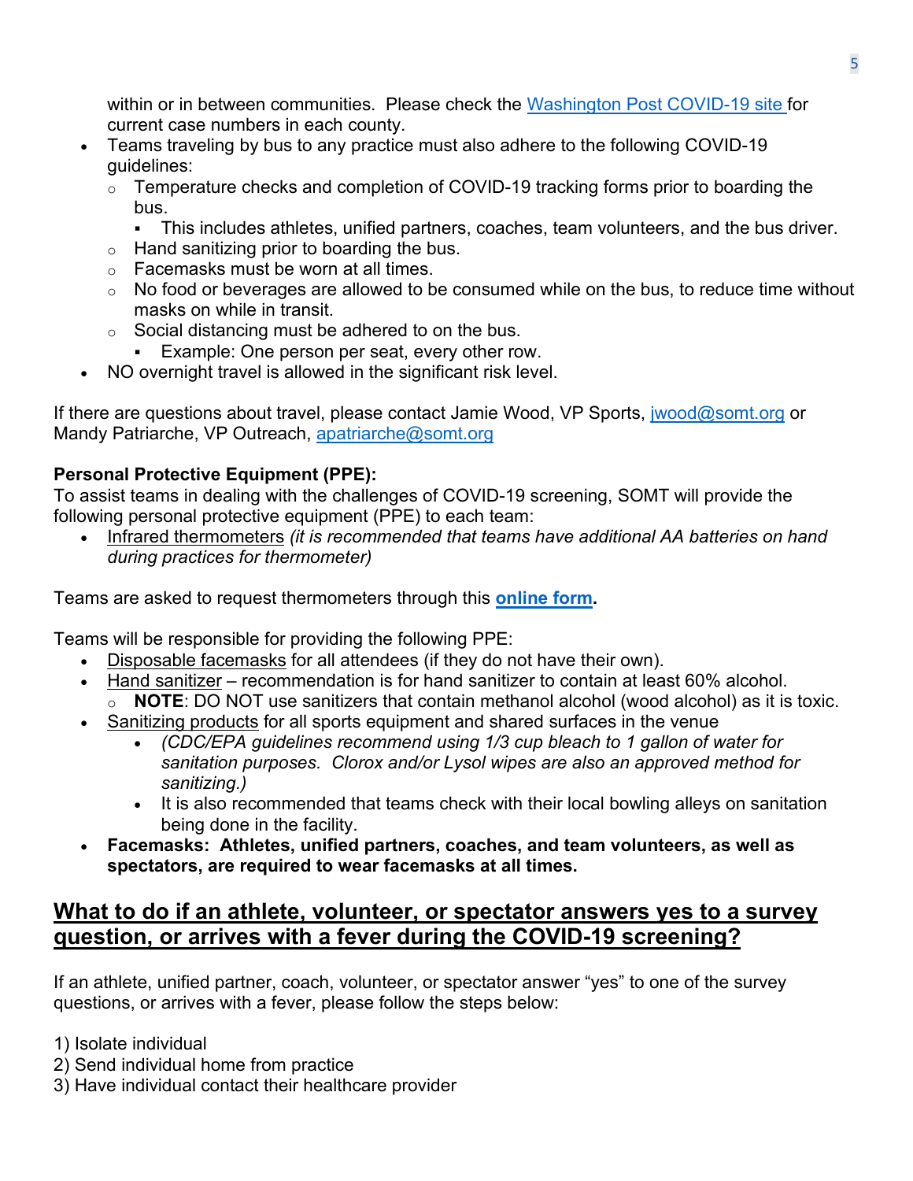within or in between communities. Please check the [Washington Post COVID-19 site](#) for current case numbers in each county.

- Teams traveling by bus to any practice must also adhere to the following COVID-19 guidelines:
  - Temperature checks and completion of COVID-19 tracking forms prior to boarding the bus.
    - This includes athletes, unified partners, coaches, team volunteers, and the bus driver.
  - Hand sanitizing prior to boarding the bus.
  - Facemasks must be worn at all times.
  - No food or beverages are allowed to be consumed while on the bus, to reduce time without masks on while in transit.
  - Social distancing must be adhered to on the bus.
    - Example: One person per seat, every other row.
- NO overnight travel is allowed in the significant risk level.

If there are questions about travel, please contact Jamie Wood, VP Sports, jwood@somt.org or Mandy Patriarche, VP Outreach, apatriarche@somt.org

**Personal Protective Equipment (PPE):**

To assist teams in dealing with the challenges of COVID-19 screening, SOMT will provide the following personal protective equipment (PPE) to each team:

- Infrared thermometers *(it is recommended that teams have additional AA batteries on hand during practices for thermometer)*

Teams are asked to request thermometers through this **[online form](#)**.

Teams will be responsible for providing the following PPE:

- Disposable facemasks for all attendees (if they do not have their own).
- Hand sanitizer – recommendation is for hand sanitizer to contain at least 60% alcohol.
  - **NOTE**: DO NOT use sanitizers that contain methanol alcohol (wood alcohol) as it is toxic.
- Sanitizing products for all sports equipment and shared surfaces in the venue
  - *(CDC/EPA guidelines recommend using 1/3 cup bleach to 1 gallon of water for sanitation purposes. Clorox and/or Lysol wipes are also an approved method for sanitizing.)*
  - It is also recommended that teams check with their local bowling alleys on sanitation being done in the facility.
- **Facemasks: Athletes, unified partners, coaches, and team volunteers, as well as spectators, are required to wear facemasks at all times.**

## What to do if an athlete, volunteer, or spectator answers yes to a survey question, or arrives with a fever during the COVID-19 screening?

If an athlete, unified partner, coach, volunteer, or spectator answer "yes" to one of the survey questions, or arrives with a fever, please follow the steps below:

1) Isolate individual
2) Send individual home from practice
3) Have individual contact their healthcare provider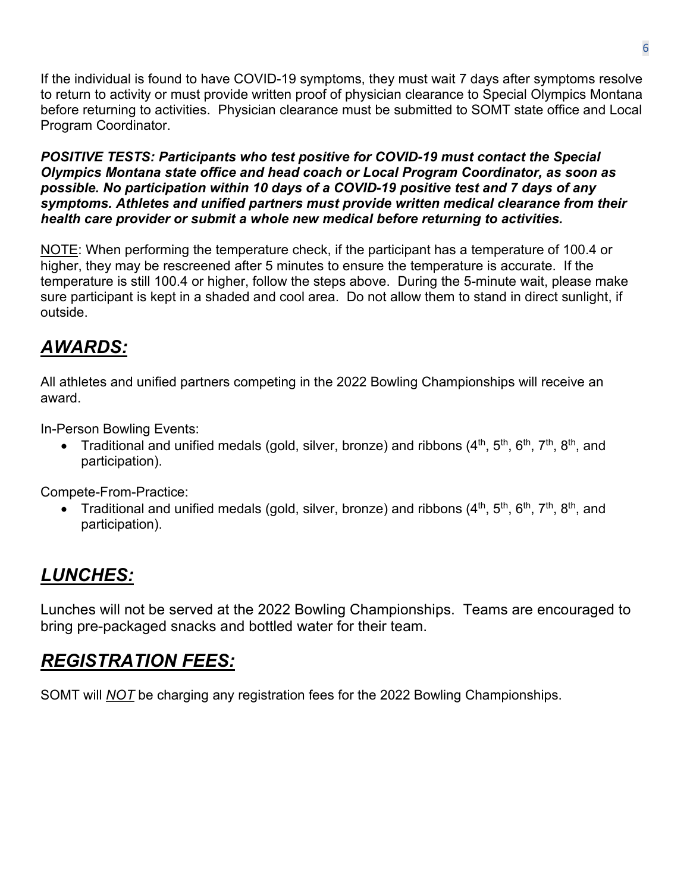If the individual is found to have COVID-19 symptoms, they must wait 7 days after symptoms resolve to return to activity or must provide written proof of physician clearance to Special Olympics Montana before returning to activities. Physician clearance must be submitted to SOMT state office and Local Program Coordinator.

***POSITIVE TESTS: Participants who test positive for COVID-19 must contact the Special Olympics Montana state office and head coach or Local Program Coordinator, as soon as possible. No participation within 10 days of a COVID-19 positive test and 7 days of any symptoms. Athletes and unified partners must provide written medical clearance from their health care provider or submit a whole new medical before returning to activities.***

<u>NOTE</u>: When performing the temperature check, if the participant has a temperature of 100.4 or higher, they may be rescreened after 5 minutes to ensure the temperature is accurate. If the temperature is still 100.4 or higher, follow the steps above. During the 5-minute wait, please make sure participant is kept in a shaded and cool area. Do not allow them to stand in direct sunlight, if outside.

## ***<u>AWARDS:</u>***

All athletes and unified partners competing in the 2022 Bowling Championships will receive an award.

In-Person Bowling Events:

- Traditional and unified medals (gold, silver, bronze) and ribbons (4th, 5th, 6th, 7th, 8th, and participation).

Compete-From-Practice:

- Traditional and unified medals (gold, silver, bronze) and ribbons (4th, 5th, 6th, 7th, 8th, and participation).

## ***<u>LUNCHES:</u>***

Lunches will not be served at the 2022 Bowling Championships. Teams are encouraged to bring pre-packaged snacks and bottled water for their team.

## ***<u>REGISTRATION FEES:</u>***

SOMT will ***<u>NOT</u>*** be charging any registration fees for the 2022 Bowling Championships.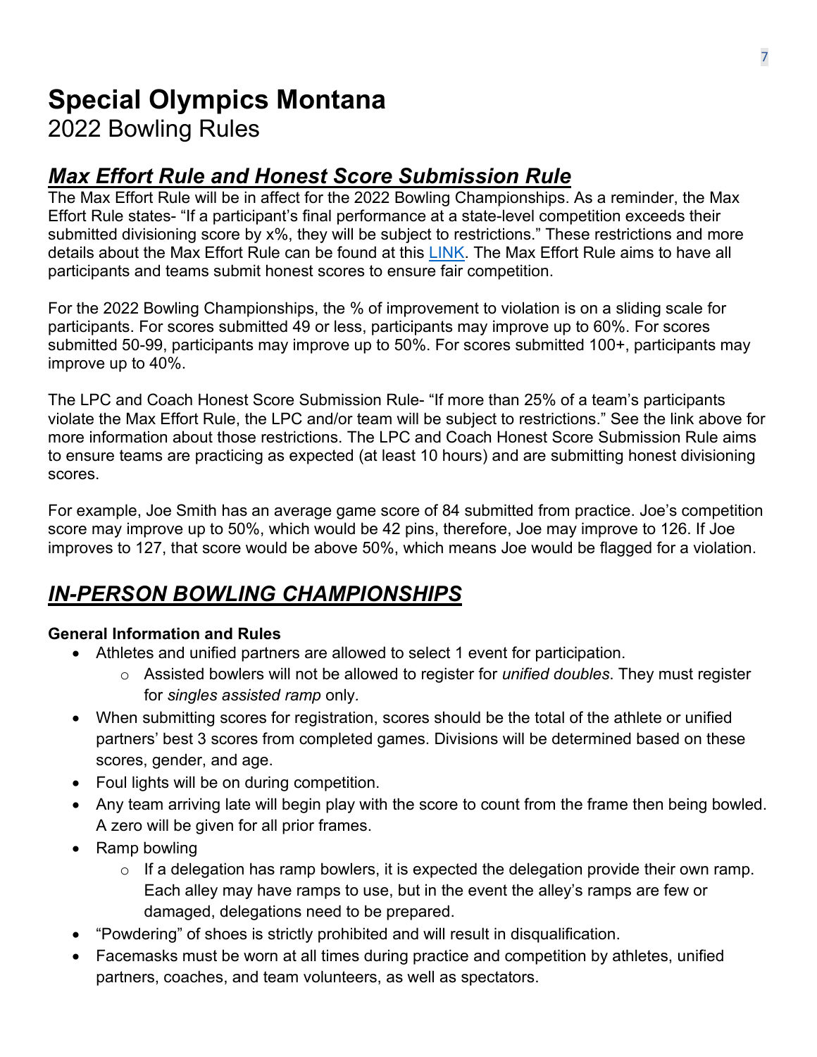# Special Olympics Montana

2022 Bowling Rules

## ***Max Effort Rule and Honest Score Submission Rule***

The Max Effort Rule will be in affect for the 2022 Bowling Championships. As a reminder, the Max Effort Rule states- "If a participant's final performance at a state-level competition exceeds their submitted divisioning score by x%, they will be subject to restrictions." These restrictions and more details about the Max Effort Rule can be found at this LINK. The Max Effort Rule aims to have all participants and teams submit honest scores to ensure fair competition.

For the 2022 Bowling Championships, the % of improvement to violation is on a sliding scale for participants. For scores submitted 49 or less, participants may improve up to 60%. For scores submitted 50-99, participants may improve up to 50%. For scores submitted 100+, participants may improve up to 40%.

The LPC and Coach Honest Score Submission Rule- "If more than 25% of a team's participants violate the Max Effort Rule, the LPC and/or team will be subject to restrictions." See the link above for more information about those restrictions. The LPC and Coach Honest Score Submission Rule aims to ensure teams are practicing as expected (at least 10 hours) and are submitting honest divisioning scores.

For example, Joe Smith has an average game score of 84 submitted from practice. Joe's competition score may improve up to 50%, which would be 42 pins, therefore, Joe may improve to 126. If Joe improves to 127, that score would be above 50%, which means Joe would be flagged for a violation.

## ***IN-PERSON BOWLING CHAMPIONSHIPS***

**General Information and Rules**

- Athletes and unified partners are allowed to select 1 event for participation.
  - Assisted bowlers will not be allowed to register for *unified doubles*. They must register for *singles assisted ramp* only.
- When submitting scores for registration, scores should be the total of the athlete or unified partners' best 3 scores from completed games. Divisions will be determined based on these scores, gender, and age.
- Foul lights will be on during competition.
- Any team arriving late will begin play with the score to count from the frame then being bowled. A zero will be given for all prior frames.
- Ramp bowling
  - If a delegation has ramp bowlers, it is expected the delegation provide their own ramp. Each alley may have ramps to use, but in the event the alley's ramps are few or damaged, delegations need to be prepared.
- "Powdering" of shoes is strictly prohibited and will result in disqualification.
- Facemasks must be worn at all times during practice and competition by athletes, unified partners, coaches, and team volunteers, as well as spectators.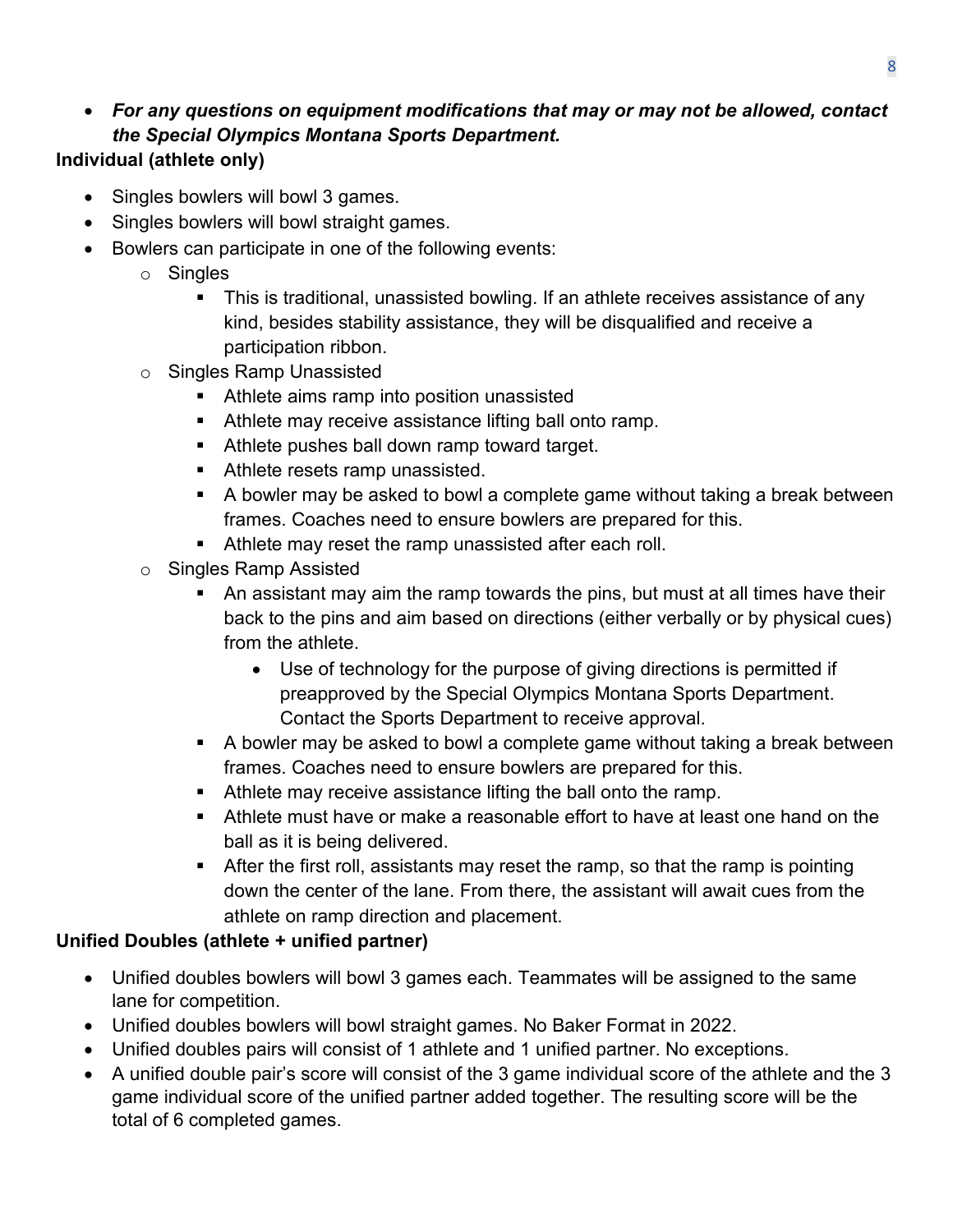- ***For any questions on equipment modifications that may or may not be allowed, contact the Special Olympics Montana Sports Department.***

**Individual (athlete only)**

- Singles bowlers will bowl 3 games.
- Singles bowlers will bowl straight games.
- Bowlers can participate in one of the following events:
  - Singles
    - This is traditional, unassisted bowling. If an athlete receives assistance of any kind, besides stability assistance, they will be disqualified and receive a participation ribbon.
  - Singles Ramp Unassisted
    - Athlete aims ramp into position unassisted
    - Athlete may receive assistance lifting ball onto ramp.
    - Athlete pushes ball down ramp toward target.
    - Athlete resets ramp unassisted.
    - A bowler may be asked to bowl a complete game without taking a break between frames. Coaches need to ensure bowlers are prepared for this.
    - Athlete may reset the ramp unassisted after each roll.
  - Singles Ramp Assisted
    - An assistant may aim the ramp towards the pins, but must at all times have their back to the pins and aim based on directions (either verbally or by physical cues) from the athlete.
      - Use of technology for the purpose of giving directions is permitted if preapproved by the Special Olympics Montana Sports Department. Contact the Sports Department to receive approval.
    - A bowler may be asked to bowl a complete game without taking a break between frames. Coaches need to ensure bowlers are prepared for this.
    - Athlete may receive assistance lifting the ball onto the ramp.
    - Athlete must have or make a reasonable effort to have at least one hand on the ball as it is being delivered.
    - After the first roll, assistants may reset the ramp, so that the ramp is pointing down the center of the lane. From there, the assistant will await cues from the athlete on ramp direction and placement.

**Unified Doubles (athlete + unified partner)**

- Unified doubles bowlers will bowl 3 games each. Teammates will be assigned to the same lane for competition.
- Unified doubles bowlers will bowl straight games. No Baker Format in 2022.
- Unified doubles pairs will consist of 1 athlete and 1 unified partner. No exceptions.
- A unified double pair's score will consist of the 3 game individual score of the athlete and the 3 game individual score of the unified partner added together. The resulting score will be the total of 6 completed games.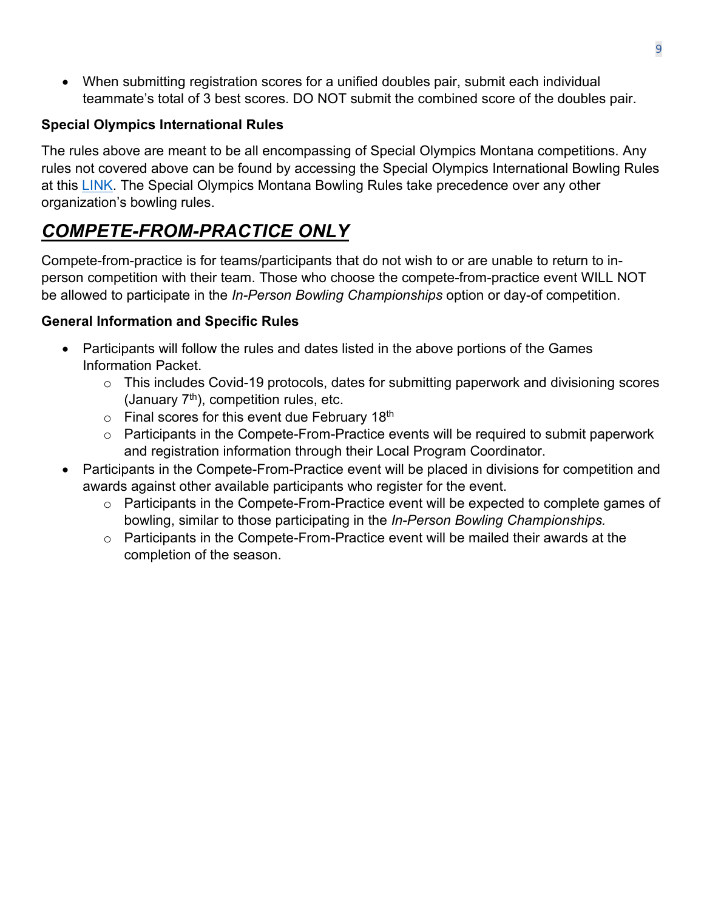- When submitting registration scores for a unified doubles pair, submit each individual teammate's total of 3 best scores. DO NOT submit the combined score of the doubles pair.

### Special Olympics International Rules

The rules above are meant to be all encompassing of Special Olympics Montana competitions. Any rules not covered above can be found by accessing the Special Olympics International Bowling Rules at this LINK. The Special Olympics Montana Bowling Rules take precedence over any other organization's bowling rules.

## ***COMPETE-FROM-PRACTICE ONLY***

Compete-from-practice is for teams/participants that do not wish to or are unable to return to in-person competition with their team. Those who choose the compete-from-practice event WILL NOT be allowed to participate in the *In-Person Bowling Championships* option or day-of competition.

### General Information and Specific Rules

- Participants will follow the rules and dates listed in the above portions of the Games Information Packet.
  - This includes Covid-19 protocols, dates for submitting paperwork and divisioning scores (January 7th), competition rules, etc.
  - Final scores for this event due February 18th
  - Participants in the Compete-From-Practice events will be required to submit paperwork and registration information through their Local Program Coordinator.
- Participants in the Compete-From-Practice event will be placed in divisions for competition and awards against other available participants who register for the event.
  - Participants in the Compete-From-Practice event will be expected to complete games of bowling, similar to those participating in the *In-Person Bowling Championships.*
  - Participants in the Compete-From-Practice event will be mailed their awards at the completion of the season.